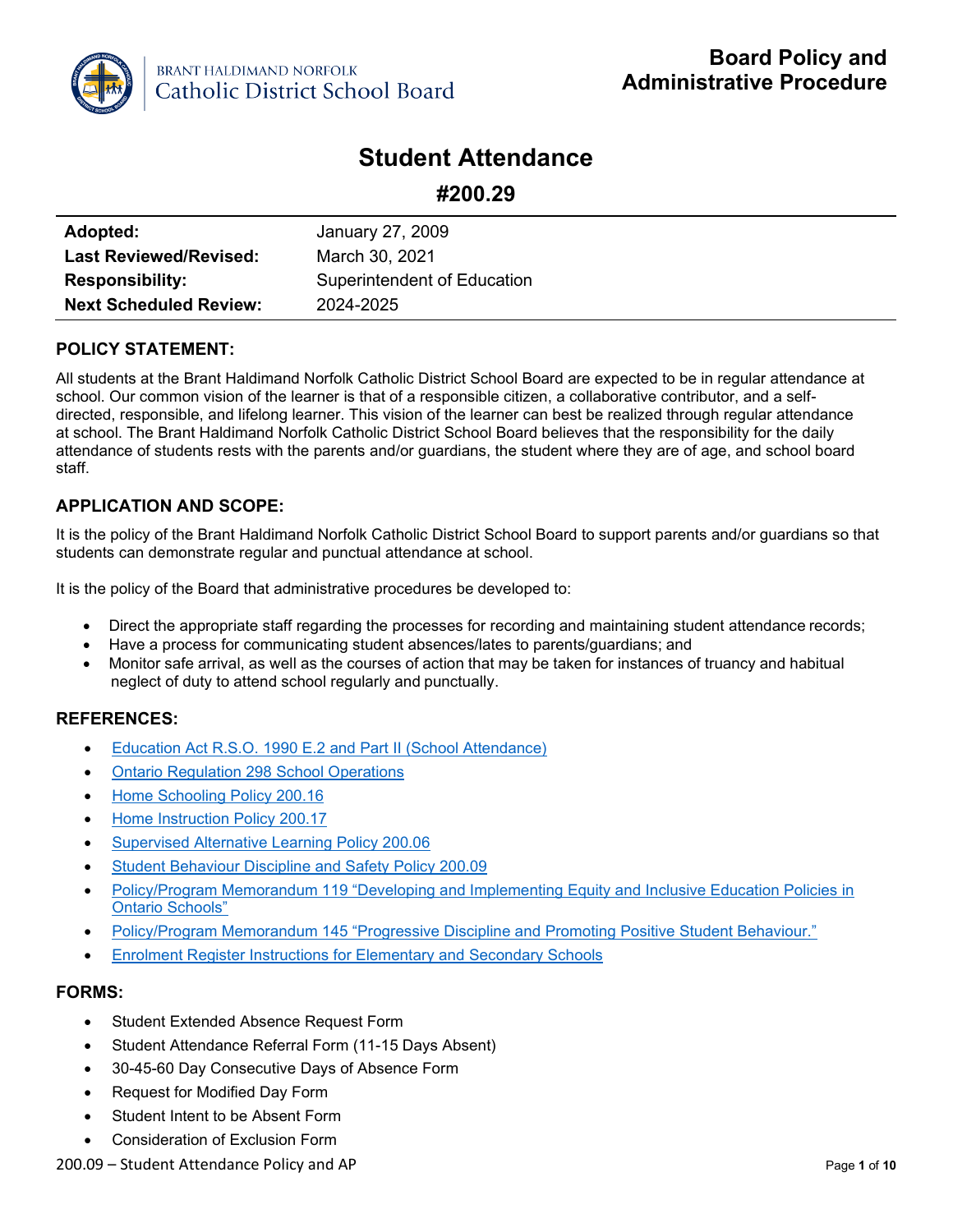# Board Policy and Administrative Procedure

# Student Attendance

## #200.29

| | |
|---|---|
| **Adopted:** | January 27, 2009 |
| **Last Reviewed/Revised:** | March 30, 2021 |
| **Responsibility:** | Superintendent of Education |
| **Next Scheduled Review:** | 2024-2025 |

### POLICY STATEMENT:

All students at the Brant Haldimand Norfolk Catholic District School Board are expected to be in regular attendance at school. Our common vision of the learner is that of a responsible citizen, a collaborative contributor, and a self-directed, responsible, and lifelong learner. This vision of the learner can best be realized through regular attendance at school. The Brant Haldimand Norfolk Catholic District School Board believes that the responsibility for the daily attendance of students rests with the parents and/or guardians, the student where they are of age, and school board staff.

### APPLICATION AND SCOPE:

It is the policy of the Brant Haldimand Norfolk Catholic District School Board to support parents and/or guardians so that students can demonstrate regular and punctual attendance at school.

It is the policy of the Board that administrative procedures be developed to:

- Direct the appropriate staff regarding the processes for recording and maintaining student attendance records;
- Have a process for communicating student absences/lates to parents/guardians; and
- Monitor safe arrival, as well as the courses of action that may be taken for instances of truancy and habitual neglect of duty to attend school regularly and punctually.

### REFERENCES:

- Education Act R.S.O. 1990 E.2 and Part II (School Attendance)
- Ontario Regulation 298 School Operations
- Home Schooling Policy 200.16
- Home Instruction Policy 200.17
- Supervised Alternative Learning Policy 200.06
- Student Behaviour Discipline and Safety Policy 200.09
- Policy/Program Memorandum 119 "Developing and Implementing Equity and Inclusive Education Policies in Ontario Schools"
- Policy/Program Memorandum 145 "Progressive Discipline and Promoting Positive Student Behaviour."
- Enrolment Register Instructions for Elementary and Secondary Schools

### FORMS:

- Student Extended Absence Request Form
- Student Attendance Referral Form (11-15 Days Absent)
- 30-45-60 Day Consecutive Days of Absence Form
- Request for Modified Day Form
- Student Intent to be Absent Form
- Consideration of Exclusion Form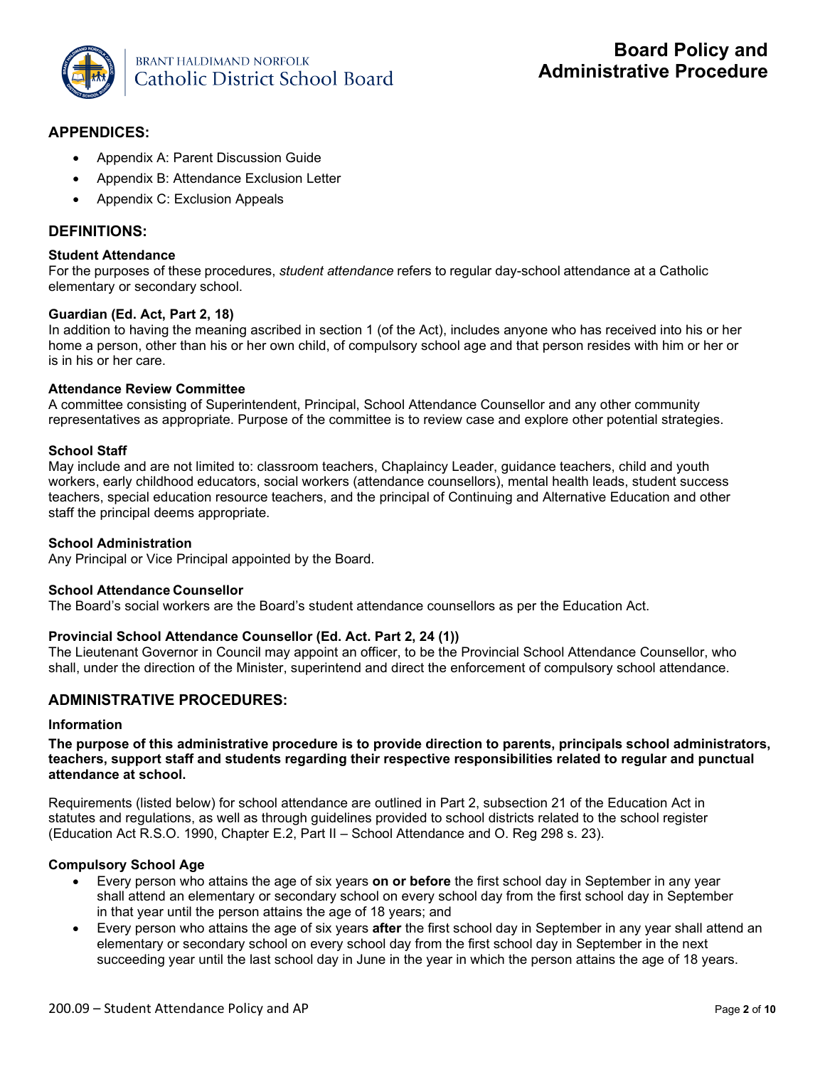## APPENDICES:

- Appendix A: Parent Discussion Guide
- Appendix B: Attendance Exclusion Letter
- Appendix C: Exclusion Appeals

## DEFINITIONS:

**Student Attendance**
For the purposes of these procedures, *student attendance* refers to regular day-school attendance at a Catholic elementary or secondary school.

**Guardian (Ed. Act, Part 2, 18)**
In addition to having the meaning ascribed in section 1 (of the Act), includes anyone who has received into his or her home a person, other than his or her own child, of compulsory school age and that person resides with him or her or is in his or her care.

**Attendance Review Committee**
A committee consisting of Superintendent, Principal, School Attendance Counsellor and any other community representatives as appropriate. Purpose of the committee is to review case and explore other potential strategies.

**School Staff**
May include and are not limited to: classroom teachers, Chaplaincy Leader, guidance teachers, child and youth workers, early childhood educators, social workers (attendance counsellors), mental health leads, student success teachers, special education resource teachers, and the principal of Continuing and Alternative Education and other staff the principal deems appropriate.

**School Administration**
Any Principal or Vice Principal appointed by the Board.

**School Attendance Counsellor**
The Board's social workers are the Board's student attendance counsellors as per the Education Act.

**Provincial School Attendance Counsellor (Ed. Act. Part 2, 24 (1))**
The Lieutenant Governor in Council may appoint an officer, to be the Provincial School Attendance Counsellor, who shall, under the direction of the Minister, superintend and direct the enforcement of compulsory school attendance.

## ADMINISTRATIVE PROCEDURES:

### Information

**The purpose of this administrative procedure is to provide direction to parents, principals school administrators, teachers, support staff and students regarding their respective responsibilities related to regular and punctual attendance at school.**

Requirements (listed below) for school attendance are outlined in Part 2, subsection 21 of the Education Act in statutes and regulations, as well as through guidelines provided to school districts related to the school register (Education Act R.S.O. 1990, Chapter E.2, Part II – School Attendance and O. Reg 298 s. 23).

### Compulsory School Age

- Every person who attains the age of six years **on or before** the first school day in September in any year shall attend an elementary or secondary school on every school day from the first school day in September in that year until the person attains the age of 18 years; and
- Every person who attains the age of six years **after** the first school day in September in any year shall attend an elementary or secondary school on every school day from the first school day in September in the next succeeding year until the last school day in June in the year in which the person attains the age of 18 years.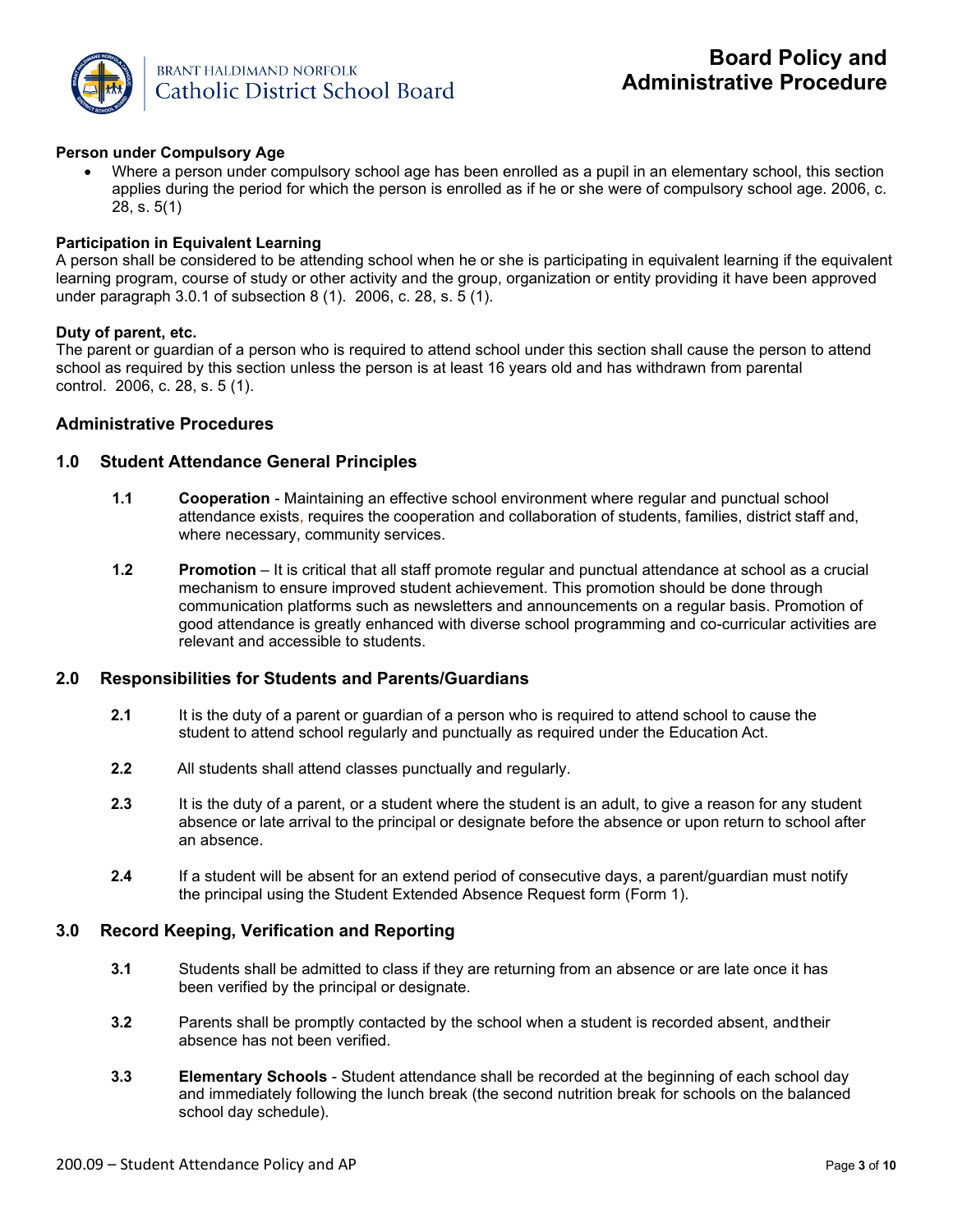**Person under Compulsory Age**

- Where a person under compulsory school age has been enrolled as a pupil in an elementary school, this section applies during the period for which the person is enrolled as if he or she were of compulsory school age. 2006, c. 28, s. 5(1)

**Participation in Equivalent Learning**

A person shall be considered to be attending school when he or she is participating in equivalent learning if the equivalent learning program, course of study or other activity and the group, organization or entity providing it have been approved under paragraph 3.0.1 of subsection 8 (1). 2006, c. 28, s. 5 (1).

**Duty of parent, etc.**

The parent or guardian of a person who is required to attend school under this section shall cause the person to attend school as required by this section unless the person is at least 16 years old and has withdrawn from parental control. 2006, c. 28, s. 5 (1).

## Administrative Procedures

### 1.0 Student Attendance General Principles

**1.1** **Cooperation** - Maintaining an effective school environment where regular and punctual school attendance exists, requires the cooperation and collaboration of students, families, district staff and, where necessary, community services.

**1.2** **Promotion** – It is critical that all staff promote regular and punctual attendance at school as a crucial mechanism to ensure improved student achievement. This promotion should be done through communication platforms such as newsletters and announcements on a regular basis. Promotion of good attendance is greatly enhanced with diverse school programming and co-curricular activities are relevant and accessible to students.

### 2.0 Responsibilities for Students and Parents/Guardians

**2.1** It is the duty of a parent or guardian of a person who is required to attend school to cause the student to attend school regularly and punctually as required under the Education Act.

**2.2** All students shall attend classes punctually and regularly.

**2.3** It is the duty of a parent, or a student where the student is an adult, to give a reason for any student absence or late arrival to the principal or designate before the absence or upon return to school after an absence.

**2.4** If a student will be absent for an extend period of consecutive days, a parent/guardian must notify the principal using the Student Extended Absence Request form (Form 1).

### 3.0 Record Keeping, Verification and Reporting

**3.1** Students shall be admitted to class if they are returning from an absence or are late once it has been verified by the principal or designate.

**3.2** Parents shall be promptly contacted by the school when a student is recorded absent, andtheir absence has not been verified.

**3.3** **Elementary Schools** - Student attendance shall be recorded at the beginning of each school day and immediately following the lunch break (the second nutrition break for schools on the balanced school day schedule).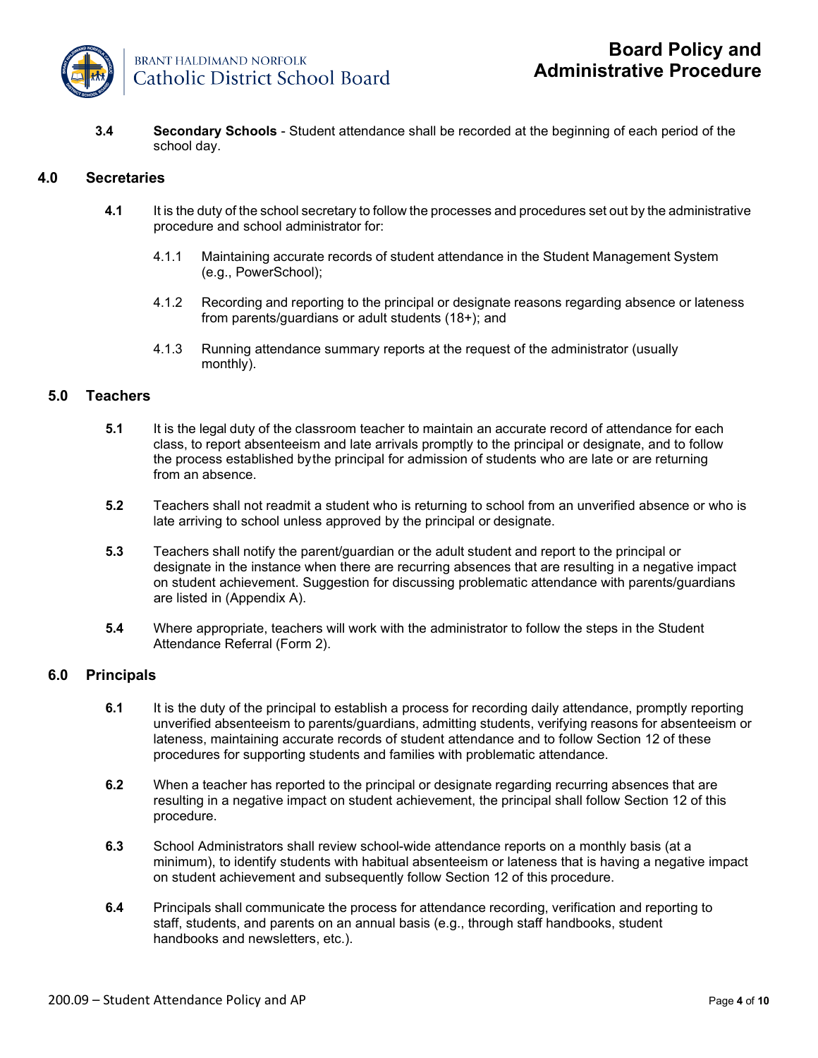**3.4** **Secondary Schools** - Student attendance shall be recorded at the beginning of each period of the school day.

## 4.0 Secretaries

**4.1** It is the duty of the school secretary to follow the processes and procedures set out by the administrative procedure and school administrator for:

4.1.1 Maintaining accurate records of student attendance in the Student Management System (e.g., PowerSchool);

4.1.2 Recording and reporting to the principal or designate reasons regarding absence or lateness from parents/guardians or adult students (18+); and

4.1.3 Running attendance summary reports at the request of the administrator (usually monthly).

## 5.0 Teachers

**5.1** It is the legal duty of the classroom teacher to maintain an accurate record of attendance for each class, to report absenteeism and late arrivals promptly to the principal or designate, and to follow the process established bythe principal for admission of students who are late or are returning from an absence.

**5.2** Teachers shall not readmit a student who is returning to school from an unverified absence or who is late arriving to school unless approved by the principal or designate.

**5.3** Teachers shall notify the parent/guardian or the adult student and report to the principal or designate in the instance when there are recurring absences that are resulting in a negative impact on student achievement. Suggestion for discussing problematic attendance with parents/guardians are listed in (Appendix A).

**5.4** Where appropriate, teachers will work with the administrator to follow the steps in the Student Attendance Referral (Form 2).

## 6.0 Principals

**6.1** It is the duty of the principal to establish a process for recording daily attendance, promptly reporting unverified absenteeism to parents/guardians, admitting students, verifying reasons for absenteeism or lateness, maintaining accurate records of student attendance and to follow Section 12 of these procedures for supporting students and families with problematic attendance.

**6.2** When a teacher has reported to the principal or designate regarding recurring absences that are resulting in a negative impact on student achievement, the principal shall follow Section 12 of this procedure.

**6.3** School Administrators shall review school-wide attendance reports on a monthly basis (at a minimum), to identify students with habitual absenteeism or lateness that is having a negative impact on student achievement and subsequently follow Section 12 of this procedure.

**6.4** Principals shall communicate the process for attendance recording, verification and reporting to staff, students, and parents on an annual basis (e.g., through staff handbooks, student handbooks and newsletters, etc.).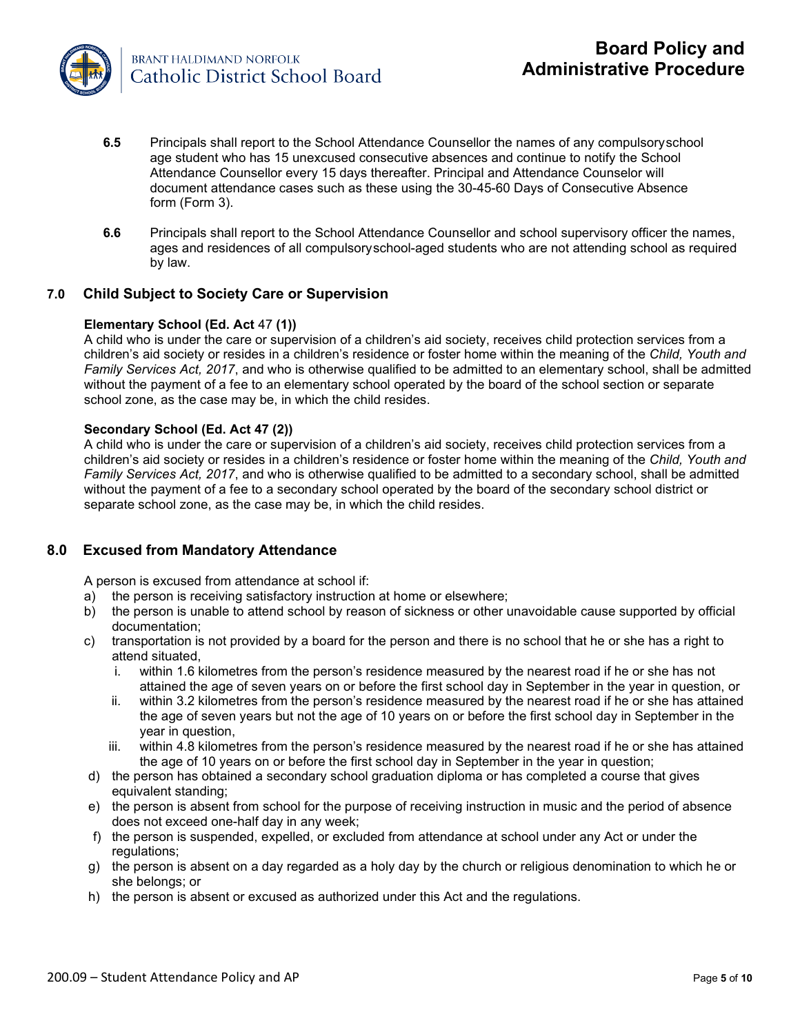**6.5** Principals shall report to the School Attendance Counsellor the names of any compulsoryschool age student who has 15 unexcused consecutive absences and continue to notify the School Attendance Counsellor every 15 days thereafter. Principal and Attendance Counselor will document attendance cases such as these using the 30-45-60 Days of Consecutive Absence form (Form 3).

**6.6** Principals shall report to the School Attendance Counsellor and school supervisory officer the names, ages and residences of all compulsoryschool-aged students who are not attending school as required by law.

## 7.0 Child Subject to Society Care or Supervision

**Elementary School (Ed. Act 47 (1))**

A child who is under the care or supervision of a children's aid society, receives child protection services from a children's aid society or resides in a children's residence or foster home within the meaning of the *Child, Youth and Family Services Act, 2017*, and who is otherwise qualified to be admitted to an elementary school, shall be admitted without the payment of a fee to an elementary school operated by the board of the school section or separate school zone, as the case may be, in which the child resides.

**Secondary School (Ed. Act 47 (2))**

A child who is under the care or supervision of a children's aid society, receives child protection services from a children's aid society or resides in a children's residence or foster home within the meaning of the *Child, Youth and Family Services Act, 2017*, and who is otherwise qualified to be admitted to a secondary school, shall be admitted without the payment of a fee to a secondary school operated by the board of the secondary school district or separate school zone, as the case may be, in which the child resides.

## 8.0 Excused from Mandatory Attendance

A person is excused from attendance at school if:

a) the person is receiving satisfactory instruction at home or elsewhere;
b) the person is unable to attend school by reason of sickness or other unavoidable cause supported by official documentation;
c) transportation is not provided by a board for the person and there is no school that he or she has a right to attend situated,
   i. within 1.6 kilometres from the person's residence measured by the nearest road if he or she has not attained the age of seven years on or before the first school day in September in the year in question, or
   ii. within 3.2 kilometres from the person's residence measured by the nearest road if he or she has attained the age of seven years but not the age of 10 years on or before the first school day in September in the year in question,
   iii. within 4.8 kilometres from the person's residence measured by the nearest road if he or she has attained the age of 10 years on or before the first school day in September in the year in question;
d) the person has obtained a secondary school graduation diploma or has completed a course that gives equivalent standing;
e) the person is absent from school for the purpose of receiving instruction in music and the period of absence does not exceed one-half day in any week;
f) the person is suspended, expelled, or excluded from attendance at school under any Act or under the regulations;
g) the person is absent on a day regarded as a holy day by the church or religious denomination to which he or she belongs; or
h) the person is absent or excused as authorized under this Act and the regulations.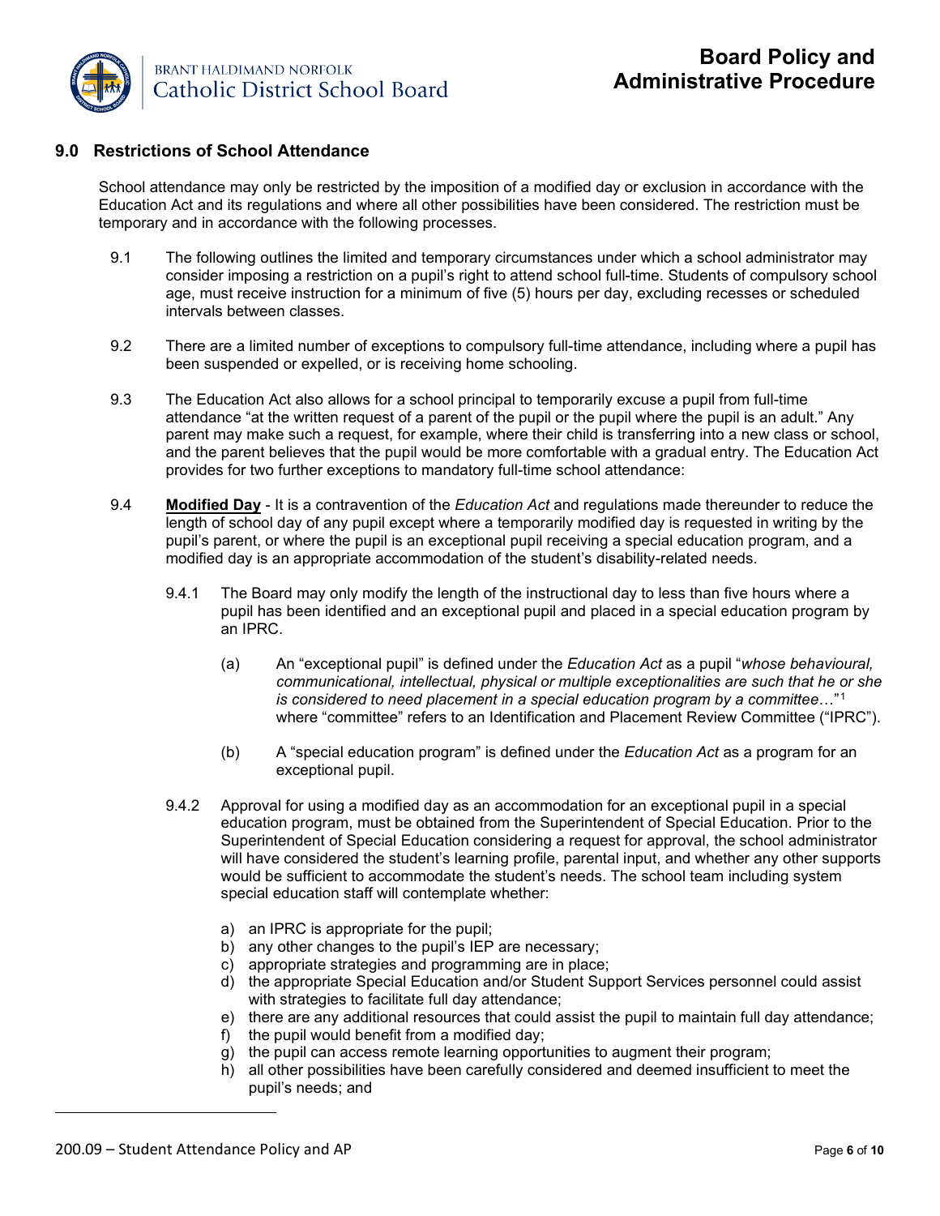## 9.0 Restrictions of School Attendance

School attendance may only be restricted by the imposition of a modified day or exclusion in accordance with the Education Act and its regulations and where all other possibilities have been considered. The restriction must be temporary and in accordance with the following processes.

9.1 The following outlines the limited and temporary circumstances under which a school administrator may consider imposing a restriction on a pupil's right to attend school full-time. Students of compulsory school age, must receive instruction for a minimum of five (5) hours per day, excluding recesses or scheduled intervals between classes.

9.2 There are a limited number of exceptions to compulsory full-time attendance, including where a pupil has been suspended or expelled, or is receiving home schooling.

9.3 The Education Act also allows for a school principal to temporarily excuse a pupil from full-time attendance "at the written request of a parent of the pupil or the pupil where the pupil is an adult." Any parent may make such a request, for example, where their child is transferring into a new class or school, and the parent believes that the pupil would be more comfortable with a gradual entry. The Education Act provides for two further exceptions to mandatory full-time school attendance:

9.4 **Modified Day** - It is a contravention of the *Education Act* and regulations made thereunder to reduce the length of school day of any pupil except where a temporarily modified day is requested in writing by the pupil's parent, or where the pupil is an exceptional pupil receiving a special education program, and a modified day is an appropriate accommodation of the student's disability-related needs.

9.4.1 The Board may only modify the length of the instructional day to less than five hours where a pupil has been identified and an exceptional pupil and placed in a special education program by an IPRC.

(a) An "exceptional pupil" is defined under the *Education Act* as a pupil "*whose behavioural, communicational, intellectual, physical or multiple exceptionalities are such that he or she is considered to need placement in a special education program by a committee*…"[1] where "committee" refers to an Identification and Placement Review Committee ("IPRC").

(b) A "special education program" is defined under the *Education Act* as a program for an exceptional pupil.

9.4.2 Approval for using a modified day as an accommodation for an exceptional pupil in a special education program, must be obtained from the Superintendent of Special Education. Prior to the Superintendent of Special Education considering a request for approval, the school administrator will have considered the student's learning profile, parental input, and whether any other supports would be sufficient to accommodate the student's needs. The school team including system special education staff will contemplate whether:

a) an IPRC is appropriate for the pupil;
b) any other changes to the pupil's IEP are necessary;
c) appropriate strategies and programming are in place;
d) the appropriate Special Education and/or Student Support Services personnel could assist with strategies to facilitate full day attendance;
e) there are any additional resources that could assist the pupil to maintain full day attendance;
f) the pupil would benefit from a modified day;
g) the pupil can access remote learning opportunities to augment their program;
h) all other possibilities have been carefully considered and deemed insufficient to meet the pupil's needs; and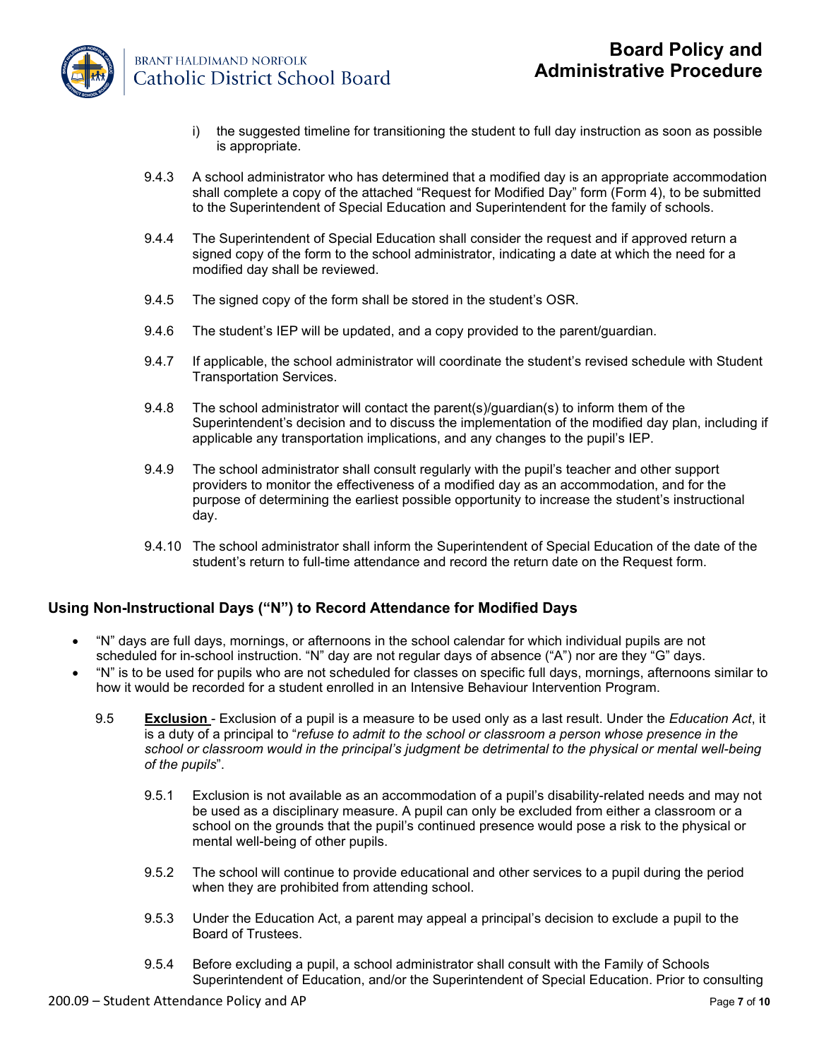i) the suggested timeline for transitioning the student to full day instruction as soon as possible is appropriate.

9.4.3 A school administrator who has determined that a modified day is an appropriate accommodation shall complete a copy of the attached "Request for Modified Day" form (Form 4), to be submitted to the Superintendent of Special Education and Superintendent for the family of schools.

9.4.4 The Superintendent of Special Education shall consider the request and if approved return a signed copy of the form to the school administrator, indicating a date at which the need for a modified day shall be reviewed.

9.4.5 The signed copy of the form shall be stored in the student's OSR.

9.4.6 The student's IEP will be updated, and a copy provided to the parent/guardian.

9.4.7 If applicable, the school administrator will coordinate the student's revised schedule with Student Transportation Services.

9.4.8 The school administrator will contact the parent(s)/guardian(s) to inform them of the Superintendent's decision and to discuss the implementation of the modified day plan, including if applicable any transportation implications, and any changes to the pupil's IEP.

9.4.9 The school administrator shall consult regularly with the pupil's teacher and other support providers to monitor the effectiveness of a modified day as an accommodation, and for the purpose of determining the earliest possible opportunity to increase the student's instructional day.

9.4.10 The school administrator shall inform the Superintendent of Special Education of the date of the student's return to full-time attendance and record the return date on the Request form.

## Using Non-Instructional Days ("N") to Record Attendance for Modified Days

- "N" days are full days, mornings, or afternoons in the school calendar for which individual pupils are not scheduled for in-school instruction. "N" day are not regular days of absence ("A") nor are they "G" days.
- "N" is to be used for pupils who are not scheduled for classes on specific full days, mornings, afternoons similar to how it would be recorded for a student enrolled in an Intensive Behaviour Intervention Program.

9.5 **Exclusion** - Exclusion of a pupil is a measure to be used only as a last result. Under the *Education Act*, it is a duty of a principal to "*refuse to admit to the school or classroom a person whose presence in the school or classroom would in the principal's judgment be detrimental to the physical or mental well-being of the pupils*".

9.5.1 Exclusion is not available as an accommodation of a pupil's disability-related needs and may not be used as a disciplinary measure. A pupil can only be excluded from either a classroom or a school on the grounds that the pupil's continued presence would pose a risk to the physical or mental well-being of other pupils.

9.5.2 The school will continue to provide educational and other services to a pupil during the period when they are prohibited from attending school.

9.5.3 Under the Education Act, a parent may appeal a principal's decision to exclude a pupil to the Board of Trustees.

9.5.4 Before excluding a pupil, a school administrator shall consult with the Family of Schools Superintendent of Education, and/or the Superintendent of Special Education. Prior to consulting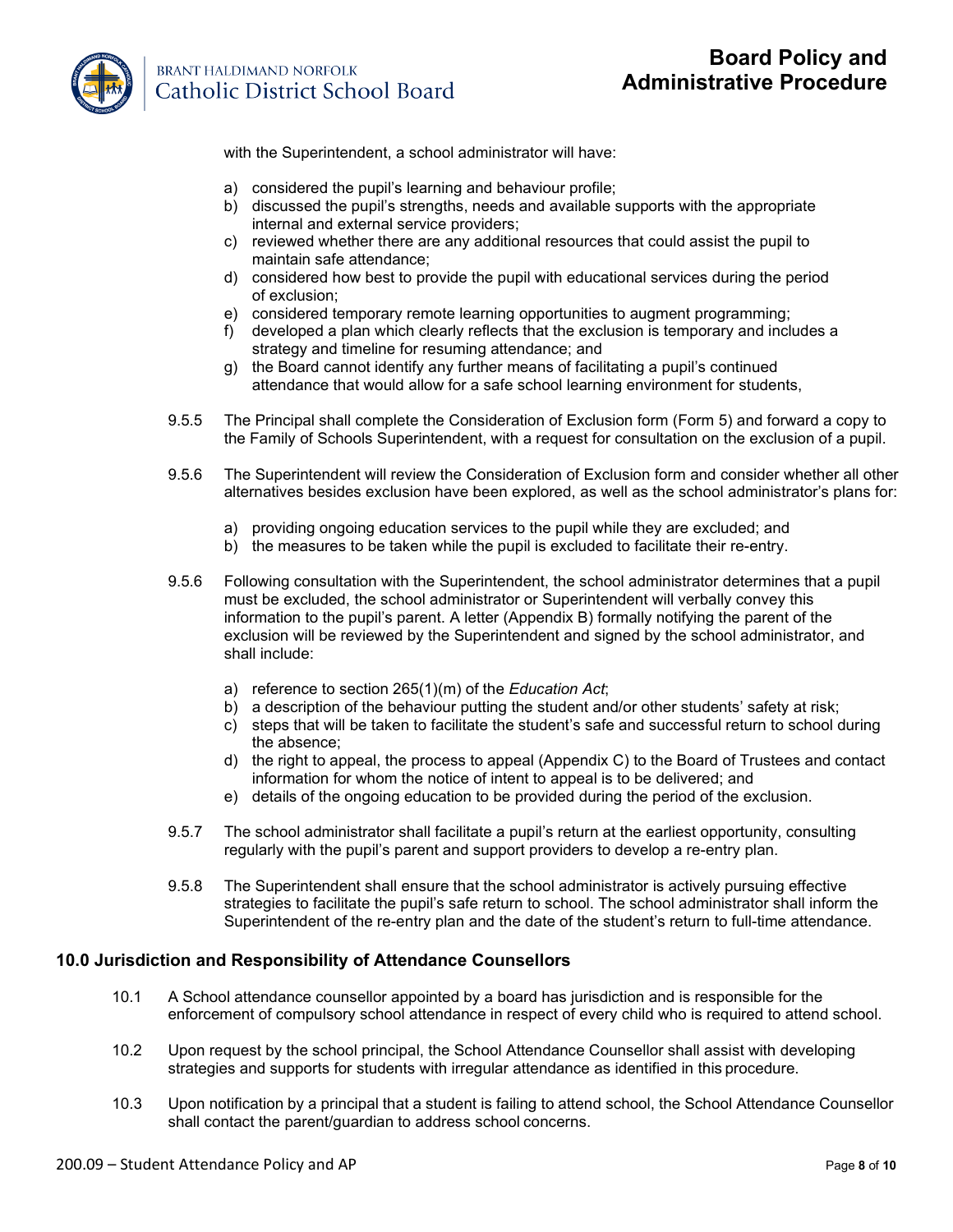with the Superintendent, a school administrator will have:

a) considered the pupil's learning and behaviour profile;
b) discussed the pupil's strengths, needs and available supports with the appropriate internal and external service providers;
c) reviewed whether there are any additional resources that could assist the pupil to maintain safe attendance;
d) considered how best to provide the pupil with educational services during the period of exclusion;
e) considered temporary remote learning opportunities to augment programming;
f) developed a plan which clearly reflects that the exclusion is temporary and includes a strategy and timeline for resuming attendance; and
g) the Board cannot identify any further means of facilitating a pupil's continued attendance that would allow for a safe school learning environment for students,

9.5.5 The Principal shall complete the Consideration of Exclusion form (Form 5) and forward a copy to the Family of Schools Superintendent, with a request for consultation on the exclusion of a pupil.

9.5.6 The Superintendent will review the Consideration of Exclusion form and consider whether all other alternatives besides exclusion have been explored, as well as the school administrator's plans for:

a) providing ongoing education services to the pupil while they are excluded; and
b) the measures to be taken while the pupil is excluded to facilitate their re-entry.

9.5.6 Following consultation with the Superintendent, the school administrator determines that a pupil must be excluded, the school administrator or Superintendent will verbally convey this information to the pupil's parent. A letter (Appendix B) formally notifying the parent of the exclusion will be reviewed by the Superintendent and signed by the school administrator, and shall include:

a) reference to section 265(1)(m) of the *Education Act*;
b) a description of the behaviour putting the student and/or other students' safety at risk;
c) steps that will be taken to facilitate the student's safe and successful return to school during the absence;
d) the right to appeal, the process to appeal (Appendix C) to the Board of Trustees and contact information for whom the notice of intent to appeal is to be delivered; and
e) details of the ongoing education to be provided during the period of the exclusion.

9.5.7 The school administrator shall facilitate a pupil's return at the earliest opportunity, consulting regularly with the pupil's parent and support providers to develop a re-entry plan.

9.5.8 The Superintendent shall ensure that the school administrator is actively pursuing effective strategies to facilitate the pupil's safe return to school. The school administrator shall inform the Superintendent of the re-entry plan and the date of the student's return to full-time attendance.

## 10.0 Jurisdiction and Responsibility of Attendance Counsellors

10.1 A School attendance counsellor appointed by a board has jurisdiction and is responsible for the enforcement of compulsory school attendance in respect of every child who is required to attend school.

10.2 Upon request by the school principal, the School Attendance Counsellor shall assist with developing strategies and supports for students with irregular attendance as identified in this procedure.

10.3 Upon notification by a principal that a student is failing to attend school, the School Attendance Counsellor shall contact the parent/guardian to address school concerns.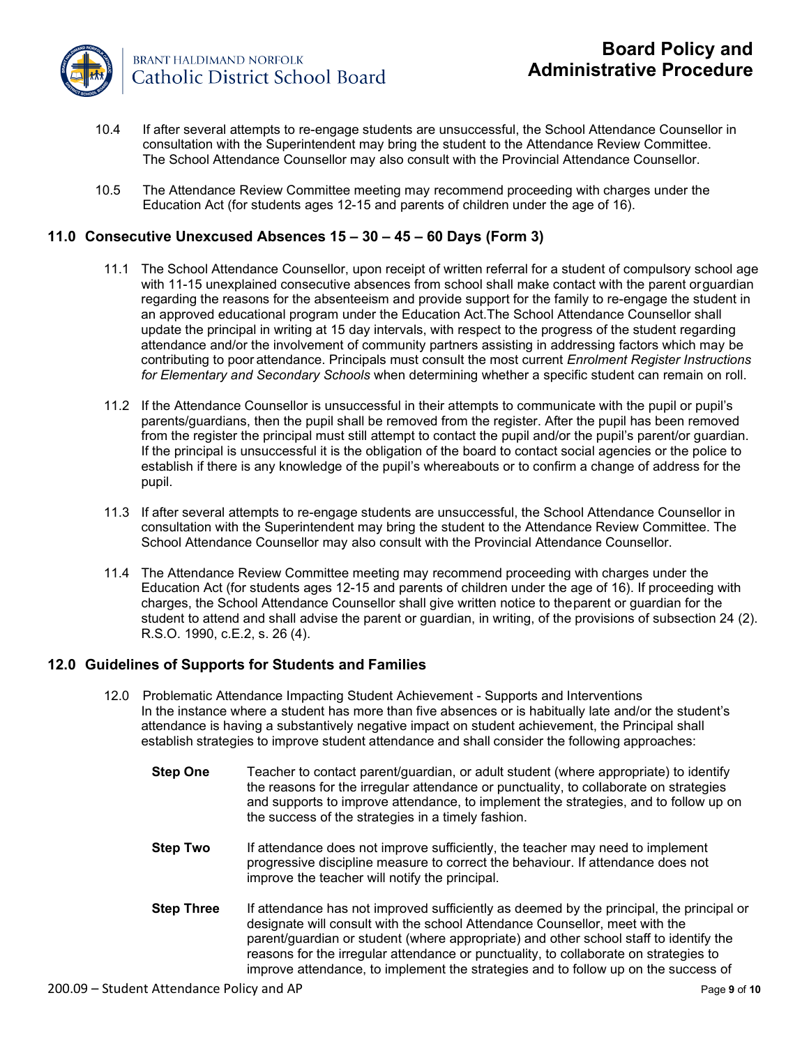10.4 If after several attempts to re-engage students are unsuccessful, the School Attendance Counsellor in consultation with the Superintendent may bring the student to the Attendance Review Committee. The School Attendance Counsellor may also consult with the Provincial Attendance Counsellor.

10.5 The Attendance Review Committee meeting may recommend proceeding with charges under the Education Act (for students ages 12-15 and parents of children under the age of 16).

## 11.0 Consecutive Unexcused Absences 15 – 30 – 45 – 60 Days (Form 3)

11.1 The School Attendance Counsellor, upon receipt of written referral for a student of compulsory school age with 11-15 unexplained consecutive absences from school shall make contact with the parent or guardian regarding the reasons for the absenteeism and provide support for the family to re-engage the student in an approved educational program under the Education Act. The School Attendance Counsellor shall update the principal in writing at 15 day intervals, with respect to the progress of the student regarding attendance and/or the involvement of community partners assisting in addressing factors which may be contributing to poor attendance. Principals must consult the most current *Enrolment Register Instructions for Elementary and Secondary Schools* when determining whether a specific student can remain on roll.

11.2 If the Attendance Counsellor is unsuccessful in their attempts to communicate with the pupil or pupil's parents/guardians, then the pupil shall be removed from the register. After the pupil has been removed from the register the principal must still attempt to contact the pupil and/or the pupil's parent/or guardian. If the principal is unsuccessful it is the obligation of the board to contact social agencies or the police to establish if there is any knowledge of the pupil's whereabouts or to confirm a change of address for the pupil.

11.3 If after several attempts to re-engage students are unsuccessful, the School Attendance Counsellor in consultation with the Superintendent may bring the student to the Attendance Review Committee. The School Attendance Counsellor may also consult with the Provincial Attendance Counsellor.

11.4 The Attendance Review Committee meeting may recommend proceeding with charges under the Education Act (for students ages 12-15 and parents of children under the age of 16). If proceeding with charges, the School Attendance Counsellor shall give written notice to the parent or guardian for the student to attend and shall advise the parent or guardian, in writing, of the provisions of subsection 24 (2). R.S.O. 1990, c.E.2, s. 26 (4).

## 12.0 Guidelines of Supports for Students and Families

12.0 Problematic Attendance Impacting Student Achievement - Supports and Interventions
In the instance where a student has more than five absences or is habitually late and/or the student's attendance is having a substantively negative impact on student achievement, the Principal shall establish strategies to improve student attendance and shall consider the following approaches:

**Step One** Teacher to contact parent/guardian, or adult student (where appropriate) to identify the reasons for the irregular attendance or punctuality, to collaborate on strategies and supports to improve attendance, to implement the strategies, and to follow up on the success of the strategies in a timely fashion.

**Step Two** If attendance does not improve sufficiently, the teacher may need to implement progressive discipline measure to correct the behaviour. If attendance does not improve the teacher will notify the principal.

**Step Three** If attendance has not improved sufficiently as deemed by the principal, the principal or designate will consult with the school Attendance Counsellor, meet with the parent/guardian or student (where appropriate) and other school staff to identify the reasons for the irregular attendance or punctuality, to collaborate on strategies to improve attendance, to implement the strategies and to follow up on the success of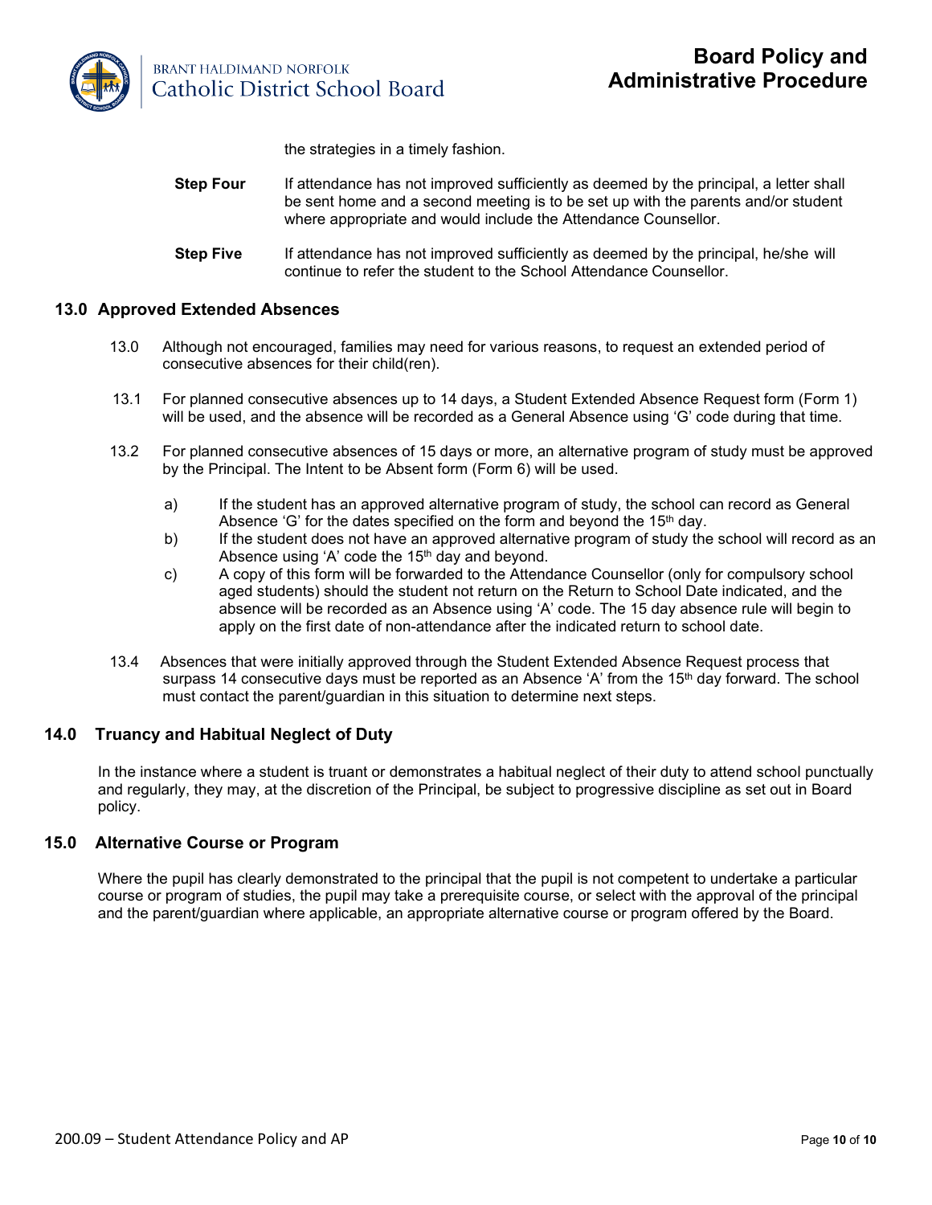the strategies in a timely fashion.

**Step Four** If attendance has not improved sufficiently as deemed by the principal, a letter shall be sent home and a second meeting is to be set up with the parents and/or student where appropriate and would include the Attendance Counsellor.

**Step Five** If attendance has not improved sufficiently as deemed by the principal, he/she will continue to refer the student to the School Attendance Counsellor.

## 13.0 Approved Extended Absences

13.0 Although not encouraged, families may need for various reasons, to request an extended period of consecutive absences for their child(ren).

13.1 For planned consecutive absences up to 14 days, a Student Extended Absence Request form (Form 1) will be used, and the absence will be recorded as a General Absence using 'G' code during that time.

13.2 For planned consecutive absences of 15 days or more, an alternative program of study must be approved by the Principal. The Intent to be Absent form (Form 6) will be used.

- a) If the student has an approved alternative program of study, the school can record as General Absence 'G' for the dates specified on the form and beyond the 15th day.
- b) If the student does not have an approved alternative program of study the school will record as an Absence using 'A' code the 15th day and beyond.
- c) A copy of this form will be forwarded to the Attendance Counsellor (only for compulsory school aged students) should the student not return on the Return to School Date indicated, and the absence will be recorded as an Absence using 'A' code. The 15 day absence rule will begin to apply on the first date of non-attendance after the indicated return to school date.

13.4 Absences that were initially approved through the Student Extended Absence Request process that surpass 14 consecutive days must be reported as an Absence 'A' from the 15th day forward. The school must contact the parent/guardian in this situation to determine next steps.

## 14.0 Truancy and Habitual Neglect of Duty

In the instance where a student is truant or demonstrates a habitual neglect of their duty to attend school punctually and regularly, they may, at the discretion of the Principal, be subject to progressive discipline as set out in Board policy.

## 15.0 Alternative Course or Program

Where the pupil has clearly demonstrated to the principal that the pupil is not competent to undertake a particular course or program of studies, the pupil may take a prerequisite course, or select with the approval of the principal and the parent/guardian where applicable, an appropriate alternative course or program offered by the Board.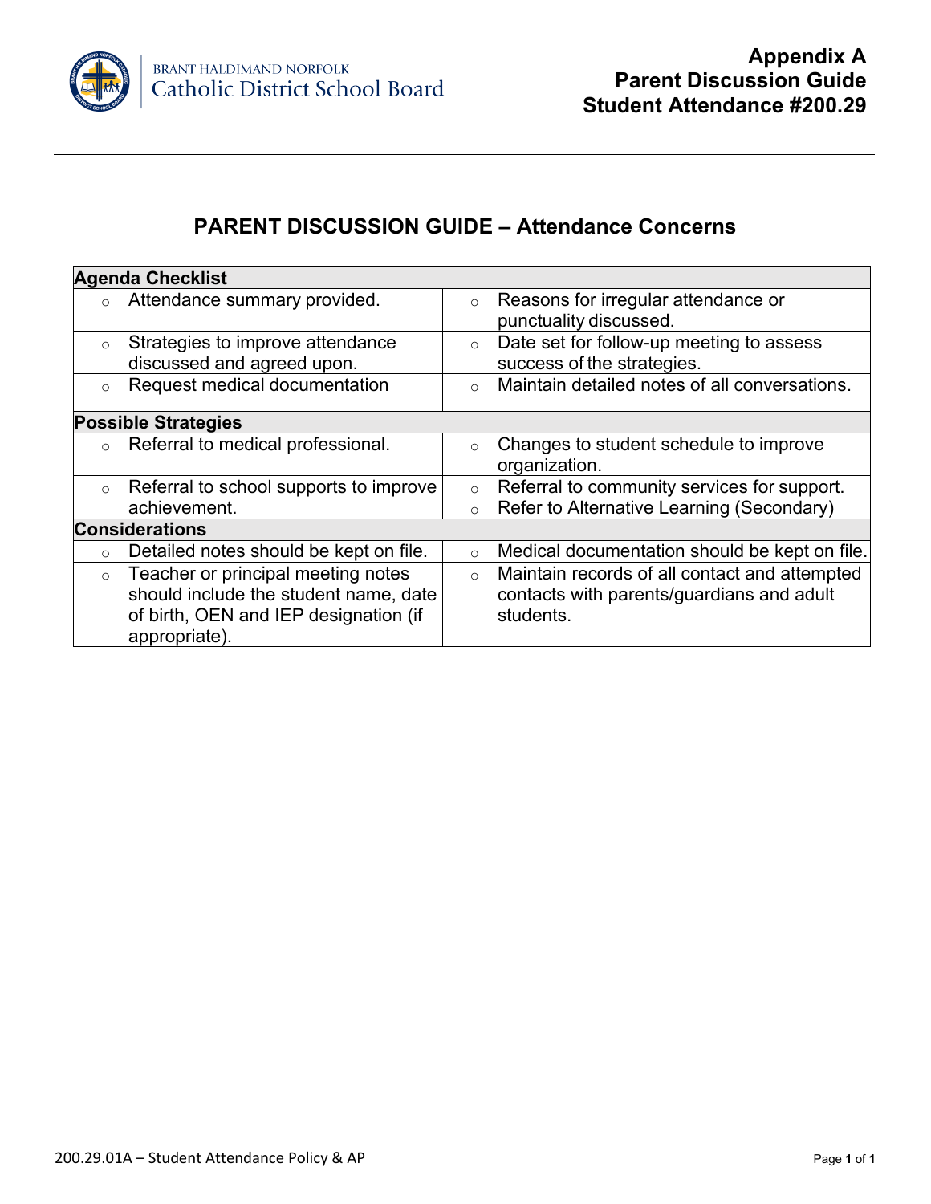# Appendix A
# Parent Discussion Guide
# Student Attendance #200.29

## PARENT DISCUSSION GUIDE – Attendance Concerns

| **Agenda Checklist** | |
|---|---|
| ○ Attendance summary provided. | ○ Reasons for irregular attendance or punctuality discussed. |
| ○ Strategies to improve attendance discussed and agreed upon. | ○ Date set for follow-up meeting to assess success of the strategies. |
| ○ Request medical documentation | ○ Maintain detailed notes of all conversations. |
| **Possible Strategies** | |
| ○ Referral to medical professional. | ○ Changes to student schedule to improve organization. |
| ○ Referral to school supports to improve achievement. | ○ Referral to community services for support.<br>○ Refer to Alternative Learning (Secondary) |
| **Considerations** | |
| ○ Detailed notes should be kept on file. | ○ Medical documentation should be kept on file. |
| ○ Teacher or principal meeting notes should include the student name, date of birth, OEN and IEP designation (if appropriate). | ○ Maintain records of all contact and attempted contacts with parents/guardians and adult students. |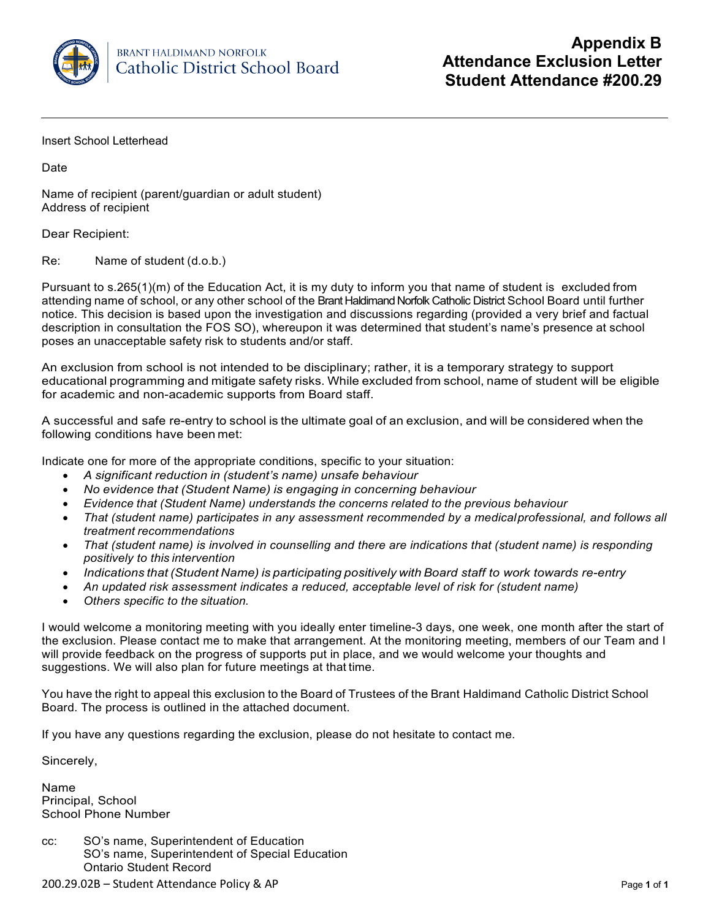# Appendix B
# Attendance Exclusion Letter
# Student Attendance #200.29

Insert School Letterhead

Date

Name of recipient (parent/guardian or adult student)
Address of recipient

Dear Recipient:

Re: Name of student (d.o.b.)

Pursuant to s.265(1)(m) of the Education Act, it is my duty to inform you that name of student is excluded from attending name of school, or any other school of the Brant Haldimand Norfolk Catholic District School Board until further notice. This decision is based upon the investigation and discussions regarding (provided a very brief and factual description in consultation the FOS SO), whereupon it was determined that student's name's presence at school poses an unacceptable safety risk to students and/or staff.

An exclusion from school is not intended to be disciplinary; rather, it is a temporary strategy to support educational programming and mitigate safety risks. While excluded from school, name of student will be eligible for academic and non-academic supports from Board staff.

A successful and safe re-entry to school is the ultimate goal of an exclusion, and will be considered when the following conditions have been met:

Indicate one for more of the appropriate conditions, specific to your situation:

- *A significant reduction in (student's name) unsafe behaviour*
- *No evidence that (Student Name) is engaging in concerning behaviour*
- *Evidence that (Student Name) understands the concerns related to the previous behaviour*
- *That (student name) participates in any assessment recommended by a medical professional, and follows all treatment recommendations*
- *That (student name) is involved in counselling and there are indications that (student name) is responding positively to this intervention*
- *Indications that (Student Name) is participating positively with Board staff to work towards re-entry*
- *An updated risk assessment indicates a reduced, acceptable level of risk for (student name)*
- *Others specific to the situation.*

I would welcome a monitoring meeting with you ideally enter timeline-3 days, one week, one month after the start of the exclusion. Please contact me to make that arrangement. At the monitoring meeting, members of our Team and I will provide feedback on the progress of supports put in place, and we would welcome your thoughts and suggestions. We will also plan for future meetings at that time.

You have the right to appeal this exclusion to the Board of Trustees of the Brant Haldimand Catholic District School Board. The process is outlined in the attached document.

If you have any questions regarding the exclusion, please do not hesitate to contact me.

Sincerely,

Name
Principal, School
School Phone Number

cc: SO's name, Superintendent of Education
SO's name, Superintendent of Special Education
Ontario Student Record

200.29.02B – Student Attendance Policy & AP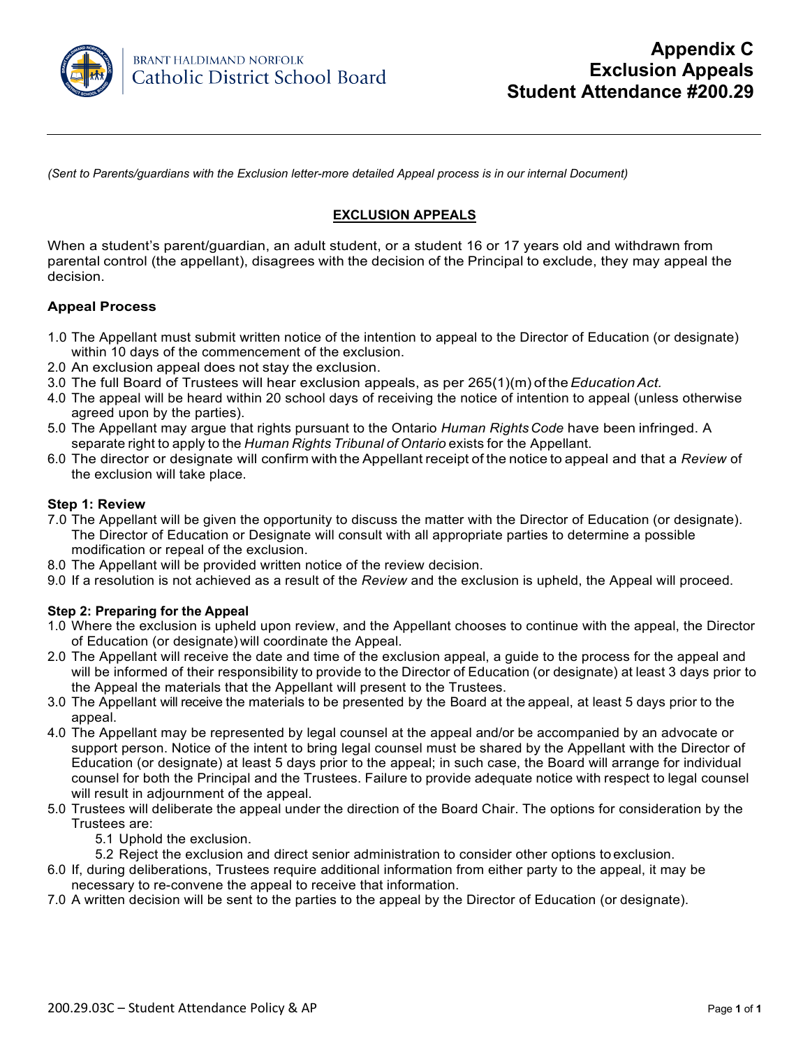# Appendix C
# Exclusion Appeals
# Student Attendance #200.29

*(Sent to Parents/guardians with the Exclusion letter-more detailed Appeal process is in our internal Document)*

## EXCLUSION APPEALS

When a student's parent/guardian, an adult student, or a student 16 or 17 years old and withdrawn from parental control (the appellant), disagrees with the decision of the Principal to exclude, they may appeal the decision.

### Appeal Process

1.0 The Appellant must submit written notice of the intention to appeal to the Director of Education (or designate) within 10 days of the commencement of the exclusion.

2.0 An exclusion appeal does not stay the exclusion.

3.0 The full Board of Trustees will hear exclusion appeals, as per 265(1)(m) of the *Education Act.*

4.0 The appeal will be heard within 20 school days of receiving the notice of intention to appeal (unless otherwise agreed upon by the parties).

5.0 The Appellant may argue that rights pursuant to the Ontario *Human Rights Code* have been infringed. A separate right to apply to the *Human Rights Tribunal of Ontario* exists for the Appellant.

6.0 The director or designate will confirm with the Appellant receipt of the notice to appeal and that a *Review* of the exclusion will take place.

#### Step 1: Review

7.0 The Appellant will be given the opportunity to discuss the matter with the Director of Education (or designate). The Director of Education or Designate will consult with all appropriate parties to determine a possible modification or repeal of the exclusion.

8.0 The Appellant will be provided written notice of the review decision.

9.0 If a resolution is not achieved as a result of the *Review* and the exclusion is upheld, the Appeal will proceed.

#### Step 2: Preparing for the Appeal

1.0 Where the exclusion is upheld upon review, and the Appellant chooses to continue with the appeal, the Director of Education (or designate) will coordinate the Appeal.

2.0 The Appellant will receive the date and time of the exclusion appeal, a guide to the process for the appeal and will be informed of their responsibility to provide to the Director of Education (or designate) at least 3 days prior to the Appeal the materials that the Appellant will present to the Trustees.

3.0 The Appellant will receive the materials to be presented by the Board at the appeal, at least 5 days prior to the appeal.

4.0 The Appellant may be represented by legal counsel at the appeal and/or be accompanied by an advocate or support person. Notice of the intent to bring legal counsel must be shared by the Appellant with the Director of Education (or designate) at least 5 days prior to the appeal; in such case, the Board will arrange for individual counsel for both the Principal and the Trustees. Failure to provide adequate notice with respect to legal counsel will result in adjournment of the appeal.

5.0 Trustees will deliberate the appeal under the direction of the Board Chair. The options for consideration by the Trustees are:

- 5.1 Uphold the exclusion.
- 5.2 Reject the exclusion and direct senior administration to consider other options to exclusion.

6.0 If, during deliberations, Trustees require additional information from either party to the appeal, it may be necessary to re-convene the appeal to receive that information.

7.0 A written decision will be sent to the parties to the appeal by the Director of Education (or designate).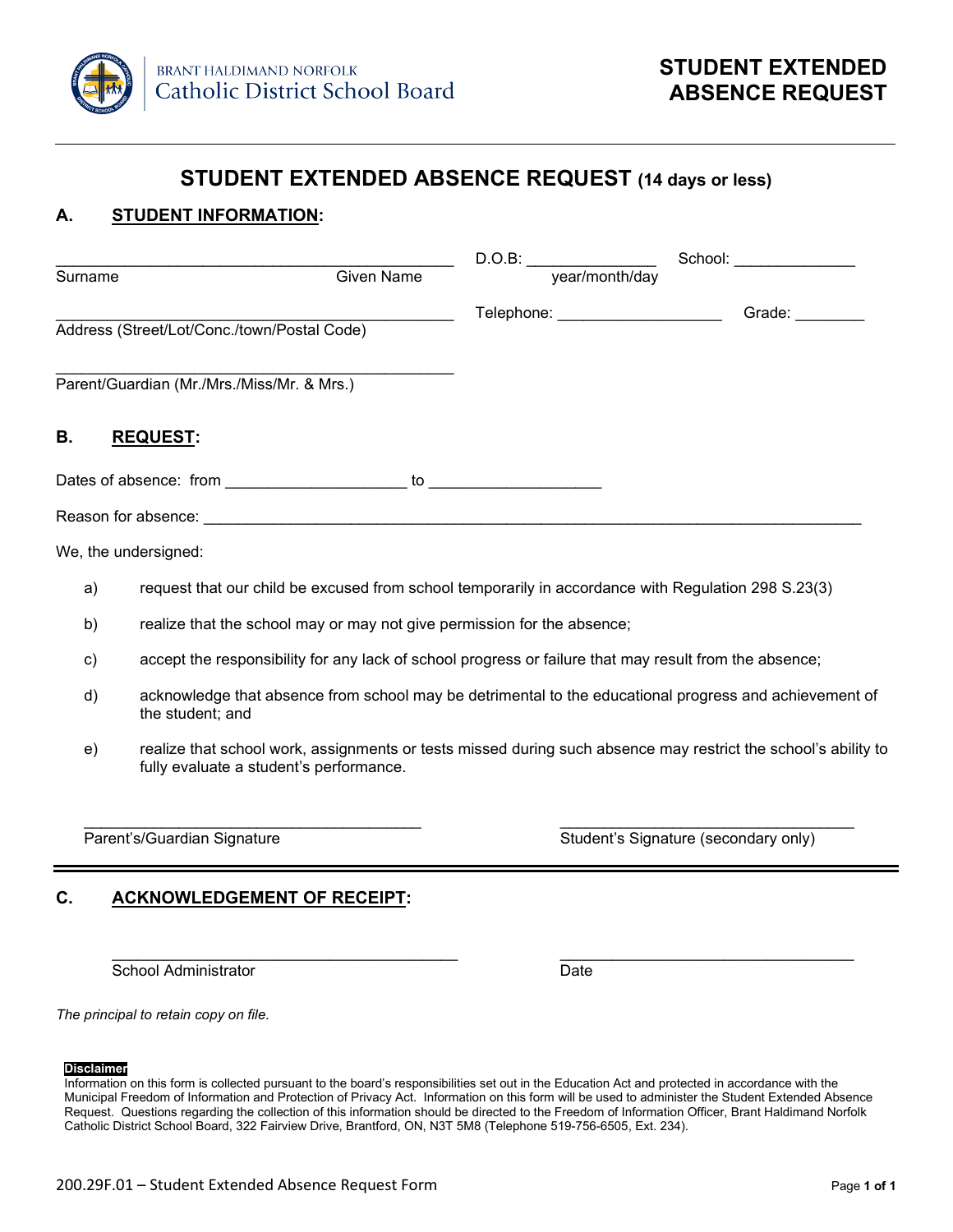BRANT HALDIMAND NORFOLK
Catholic District School Board

# STUDENT EXTENDED ABSENCE REQUEST

## STUDENT EXTENDED ABSENCE REQUEST (14 days or less)

### A. STUDENT INFORMATION:

_____________________________________________ D.O.B: _______________ School: ______________
Surname Given Name year/month/day

_____________________________________________ Telephone: ___________________ Grade: ________
Address (Street/Lot/Conc./town/Postal Code)

_____________________________________________
Parent/Guardian (Mr./Mrs./Miss/Mr. & Mrs.)

### B. REQUEST:

Dates of absence: from ____________________ to ___________________

Reason for absence: ___________________________________________________________________________

We, the undersigned:

a) request that our child be excused from school temporarily in accordance with Regulation 298 S.23(3)

b) realize that the school may or may not give permission for the absence;

c) accept the responsibility for any lack of school progress or failure that may result from the absence;

d) acknowledge that absence from school may be detrimental to the educational progress and achievement of the student; and

e) realize that school work, assignments or tests missed during such absence may restrict the school's ability to fully evaluate a student's performance.

______________________________________ ______________________________________
Parent's/Guardian Signature Student's Signature (secondary only)

### C. ACKNOWLEDGEMENT OF RECEIPT:

______________________________________ ______________________________________
School Administrator Date

*The principal to retain copy on file.*

**Disclaimer**
Information on this form is collected pursuant to the board's responsibilities set out in the Education Act and protected in accordance with the Municipal Freedom of Information and Protection of Privacy Act. Information on this form will be used to administer the Student Extended Absence Request. Questions regarding the collection of this information should be directed to the Freedom of Information Officer, Brant Haldimand Norfolk Catholic District School Board, 322 Fairview Drive, Brantford, ON, N3T 5M8 (Telephone 519-756-6505, Ext. 234).

200.29F.01 – Student Extended Absence Request Form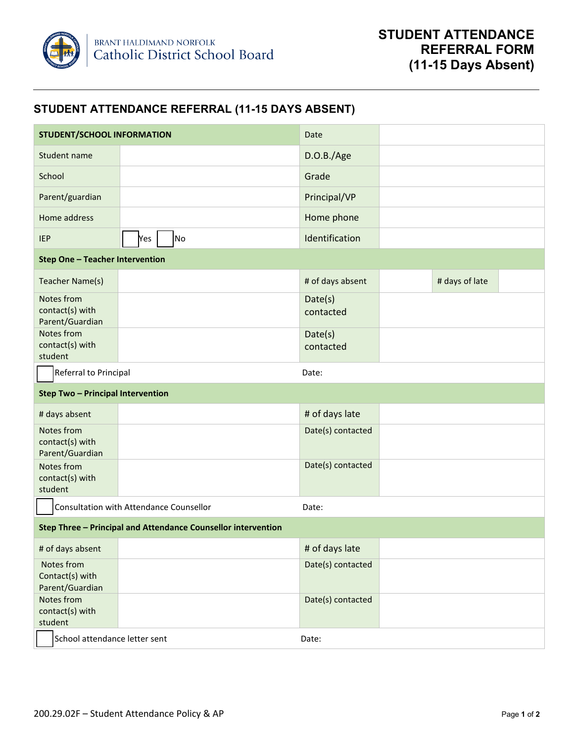BRANT HALDIMAND NORFOLK
Catholic District School Board

# STUDENT ATTENDANCE REFERRAL FORM (11-15 Days Absent)

## STUDENT ATTENDANCE REFERRAL (11-15 DAYS ABSENT)

| **STUDENT/SCHOOL INFORMATION** | | Date | | | |
|---|---|---|---|---|---|
| Student name | | D.O.B./Age | | | |
| School | | Grade | | | |
| Parent/guardian | | Principal/VP | | | |
| Home address | | Home phone | | | |
| IEP | ☐ Yes ☐ No | Identification | | | |
| **Step One – Teacher Intervention** | | | | | |
| Teacher Name(s) | | # of days absent | | # days of late | |
| Notes from contact(s) with Parent/Guardian | | Date(s) contacted | | | |
| Notes from contact(s) with student | | Date(s) contacted | | | |
| ☐ Referral to Principal | | Date: | | | |
| **Step Two – Principal Intervention** | | | | | |
| # days absent | | # of days late | | | |
| Notes from contact(s) with Parent/Guardian | | Date(s) contacted | | | |
| Notes from contact(s) with student | | Date(s) contacted | | | |
| ☐ Consultation with Attendance Counsellor | | Date: | | | |
| **Step Three – Principal and Attendance Counsellor intervention** | | | | | |
| # of days absent | | # of days late | | | |
| Notes from Contact(s) with Parent/Guardian | | Date(s) contacted | | | |
| Notes from contact(s) with student | | Date(s) contacted | | | |
| ☐ School attendance letter sent | | Date: | | | |

200.29.02F – Student Attendance Policy & AP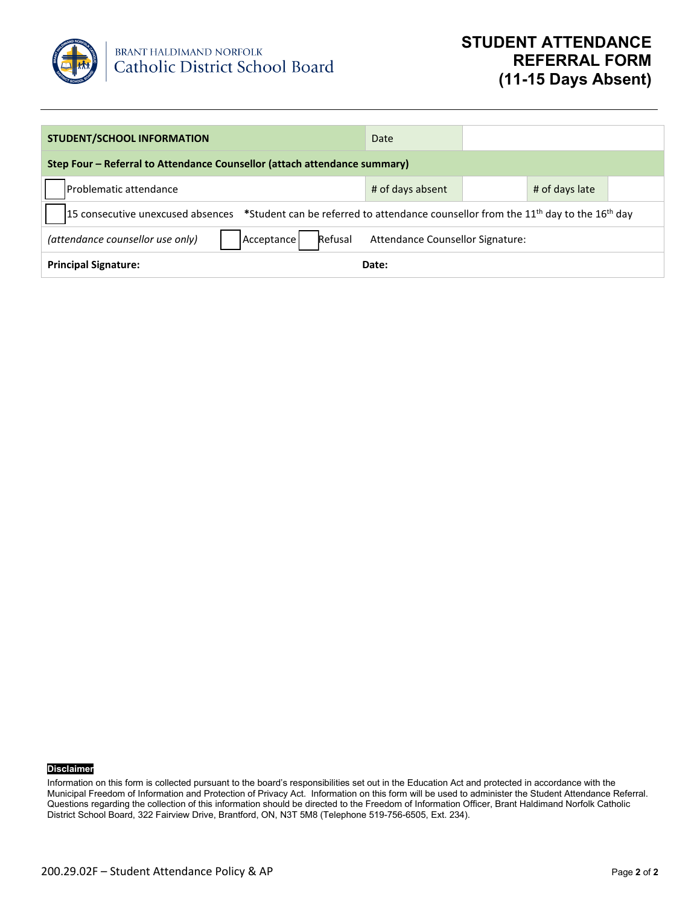Brant Haldimand Norfolk Catholic District School Board

# STUDENT ATTENDANCE REFERRAL FORM (11-15 Days Absent)

| **STUDENT/SCHOOL INFORMATION** | Date | | | |
|---|---|---|---|---|
| **Step Four – Referral to Attendance Counsellor (attach attendance summary)** | | | | |
| ☐ Problematic attendance | # of days absent | | # of days late | |
| ☐ 15 consecutive unexcused absences **\***Student can be referred to attendance counsellor from the 11th day to the 16th day | | | | |
| *(attendance counsellor use only)* ☐ Acceptance ☐ Refusal | Attendance Counsellor Signature: | | | |
| **Principal Signature:** | **Date:** | | | |

**Disclaimer**

Information on this form is collected pursuant to the board's responsibilities set out in the Education Act and protected in accordance with the Municipal Freedom of Information and Protection of Privacy Act. Information on this form will be used to administer the Student Attendance Referral. Questions regarding the collection of this information should be directed to the Freedom of Information Officer, Brant Haldimand Norfolk Catholic District School Board, 322 Fairview Drive, Brantford, ON, N3T 5M8 (Telephone 519-756-6505, Ext. 234).

200.29.02F – Student Attendance Policy & AP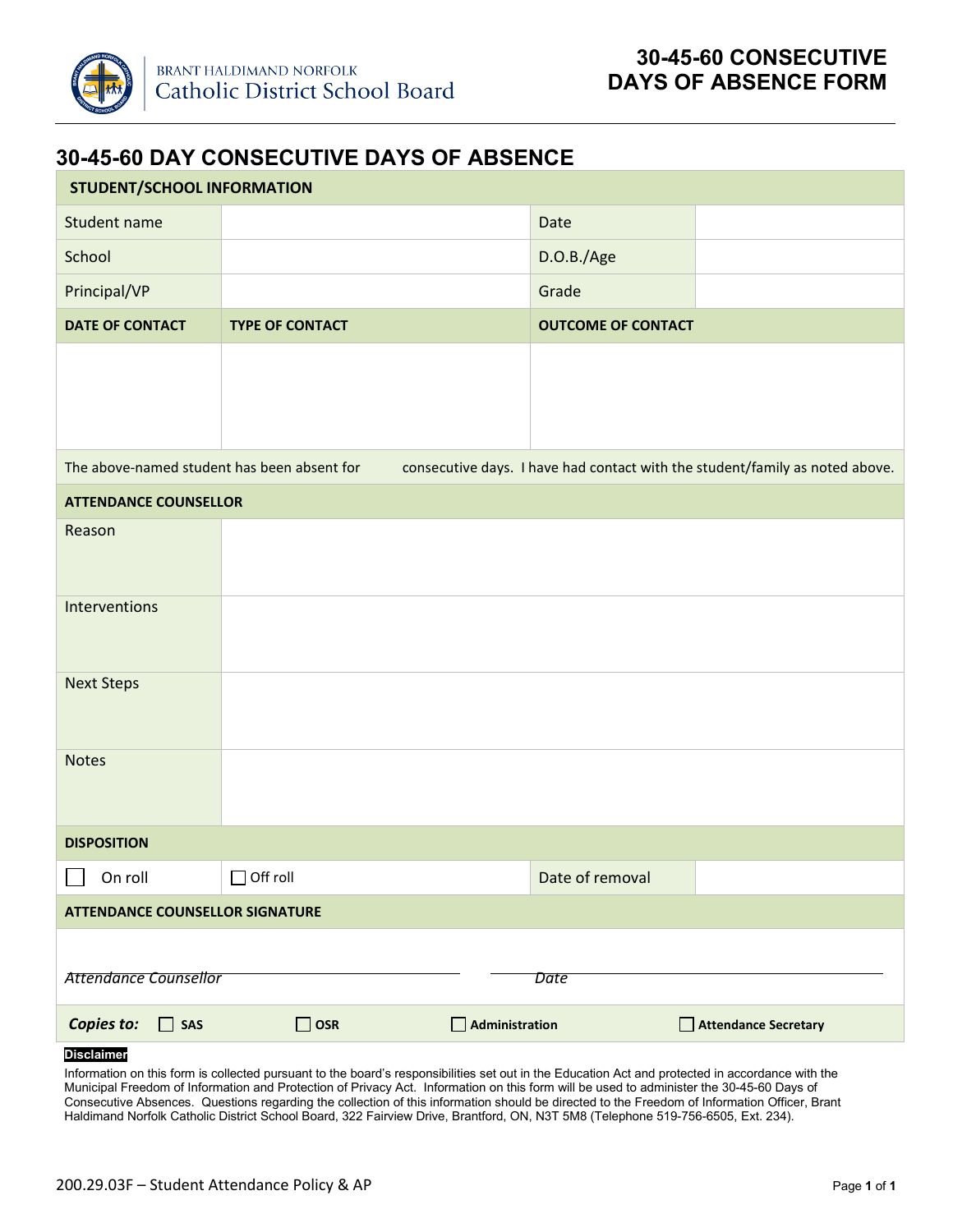BRANT HALDIMAND NORFOLK
Catholic District School Board

# 30-45-60 CONSECUTIVE DAYS OF ABSENCE FORM

## 30-45-60 DAY CONSECUTIVE DAYS OF ABSENCE

| STUDENT/SCHOOL INFORMATION | | | |
|---|---|---|---|
| Student name | | Date | |
| School | | D.O.B./Age | |
| Principal/VP | | Grade | |

| DATE OF CONTACT | TYPE OF CONTACT | OUTCOME OF CONTACT |
|---|---|---|
| | | |

The above-named student has been absent for ______ consecutive days. I have had contact with the student/family as noted above.

| ATTENDANCE COUNSELLOR | |
|---|---|
| Reason | |
| Interventions | |
| Next Steps | |
| Notes | |

| DISPOSITION | | | |
|---|---|---|---|
| ☐ On roll | ☐ Off roll | Date of removal | |

**ATTENDANCE COUNSELLOR SIGNATURE**

*Attendance Counsellor* ______________________ *Date* ______________________

***Copies to:*** ☐ **SAS** ☐ **OSR** ☐ **Administration** ☐ **Attendance Secretary**

**Disclaimer**

Information on this form is collected pursuant to the board's responsibilities set out in the Education Act and protected in accordance with the Municipal Freedom of Information and Protection of Privacy Act. Information on this form will be used to administer the 30-45-60 Days of Consecutive Absences. Questions regarding the collection of this information should be directed to the Freedom of Information Officer, Brant Haldimand Norfolk Catholic District School Board, 322 Fairview Drive, Brantford, ON, N3T 5M8 (Telephone 519-756-6505, Ext. 234).

200.29.03F – Student Attendance Policy & AP